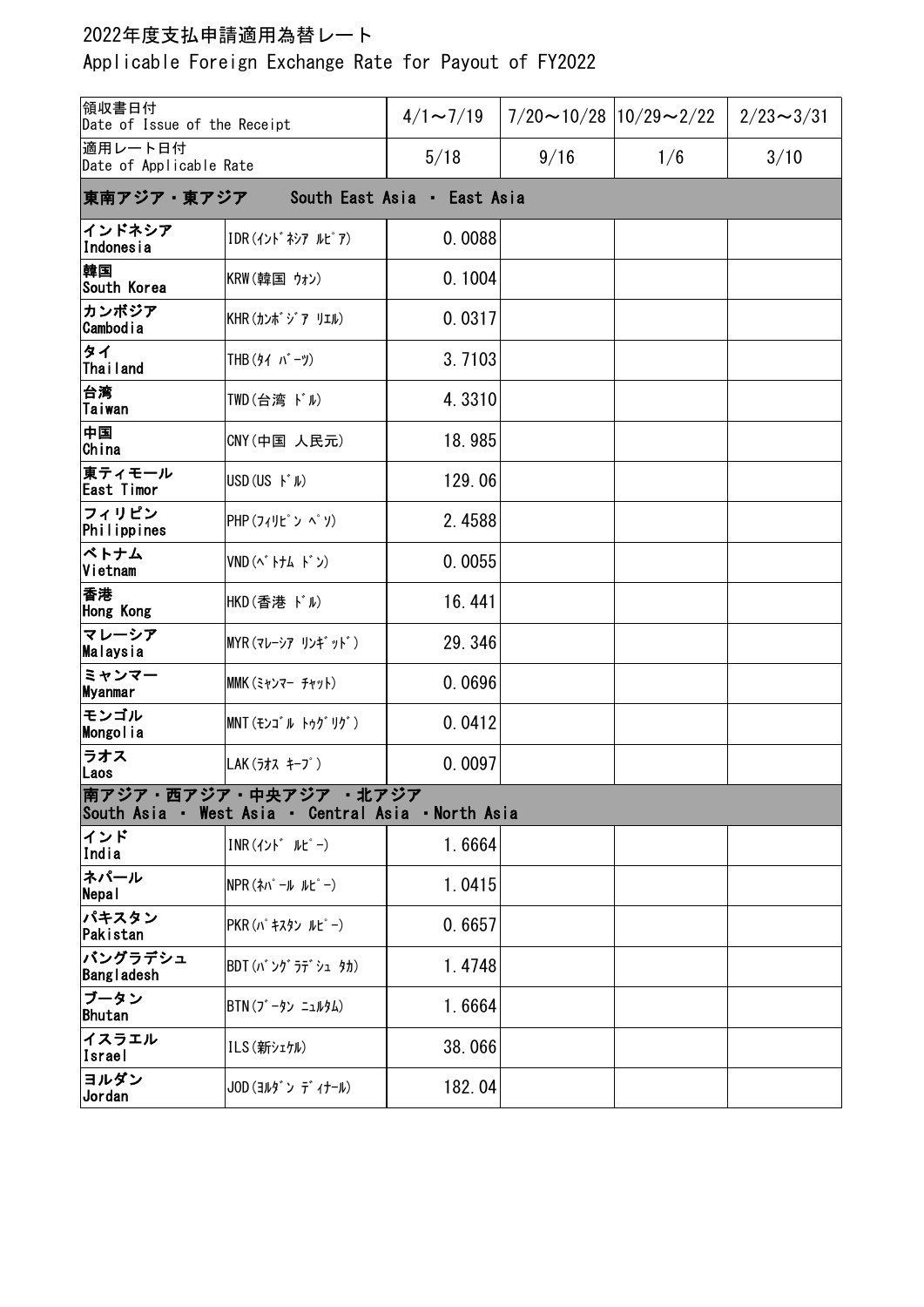# 2022年度支払申請適用為替レート

Applicable Foreign Exchange Rate for Payout of FY2022

| 領収書日付<br>Date of Issue of the Receipt | | 4/1～7/19 | 7/20～10/28 | 10/29～2/22 | 2/23～3/31 |
|---|---|---|---|---|---|
| 適用レート日付<br>Date of Applicable Rate | | 5/18 | 9/16 | 1/6 | 3/10 |
| **東南アジア・東アジア　South East Asia ・ East Asia** | | | | | |
| インドネシア<br>Indonesia | IDR(ｲﾝﾄﾞﾈｼｱ ﾙﾋﾟｱ) | 0.0088 | | | |
| 韓国<br>South Korea | KRW(韓国 ｳｫﾝ) | 0.1004 | | | |
| カンボジア<br>Cambodia | KHR(ｶﾝﾎﾞｼﾞｱ ﾘｴﾙ) | 0.0317 | | | |
| タイ<br>Thailand | THB(ﾀｲ ﾊﾞｰﾂ) | 3.7103 | | | |
| 台湾<br>Taiwan | TWD(台湾 ﾄﾞﾙ) | 4.3310 | | | |
| 中国<br>China | CNY(中国 人民元) | 18.985 | | | |
| 東ティモール<br>East Timor | USD(US ﾄﾞﾙ) | 129.06 | | | |
| フィリピン<br>Philippines | PHP(ﾌｨﾘﾋﾟﾝ ﾍﾟｿ) | 2.4588 | | | |
| ベトナム<br>Vietnam | VND(ﾍﾞﾄﾅﾑ ﾄﾞﾝ) | 0.0055 | | | |
| 香港<br>Hong Kong | HKD(香港 ﾄﾞﾙ) | 16.441 | | | |
| マレーシア<br>Malaysia | MYR(ﾏﾚｰｼｱ ﾘﾝｷﾞｯﾄﾞ) | 29.346 | | | |
| ミャンマー<br>Myanmar | MMK(ﾐｬﾝﾏｰ ﾁｬｯﾄ) | 0.0696 | | | |
| モンゴル<br>Mongolia | MNT(ﾓﾝｺﾞﾙ ﾄｩｸﾞﾘｸﾞ) | 0.0412 | | | |
| ラオス<br>Laos | LAK(ﾗｵｽ ｷｰﾌﾟ) | 0.0097 | | | |
| **南アジア・西アジア・中央アジア ・北アジア<br>South Asia ・ West Asia ・ Central Asia ・North Asia** | | | | | |
| インド<br>India | INR(ｲﾝﾄﾞ ﾙﾋﾟｰ) | 1.6664 | | | |
| ネパール<br>Nepal | NPR(ﾈﾊﾟｰﾙ ﾙﾋﾟｰ) | 1.0415 | | | |
| パキスタン<br>Pakistan | PKR(ﾊﾟｷｽﾀﾝ ﾙﾋﾟｰ) | 0.6657 | | | |
| バングラデシュ<br>Bangladesh | BDT(ﾊﾞﾝｸﾞﾗﾃﾞｼｭ ﾀｶ) | 1.4748 | | | |
| ブータン<br>Bhutan | BTN(ﾌﾞｰﾀﾝ ﾆｭﾙﾀﾑ) | 1.6664 | | | |
| イスラエル<br>Israel | ILS(新ｼｪｹﾙ) | 38.066 | | | |
| ヨルダン<br>Jordan | JOD(ﾖﾙﾀﾞﾝ ﾃﾞｨﾅｰﾙ) | 182.04 | | | |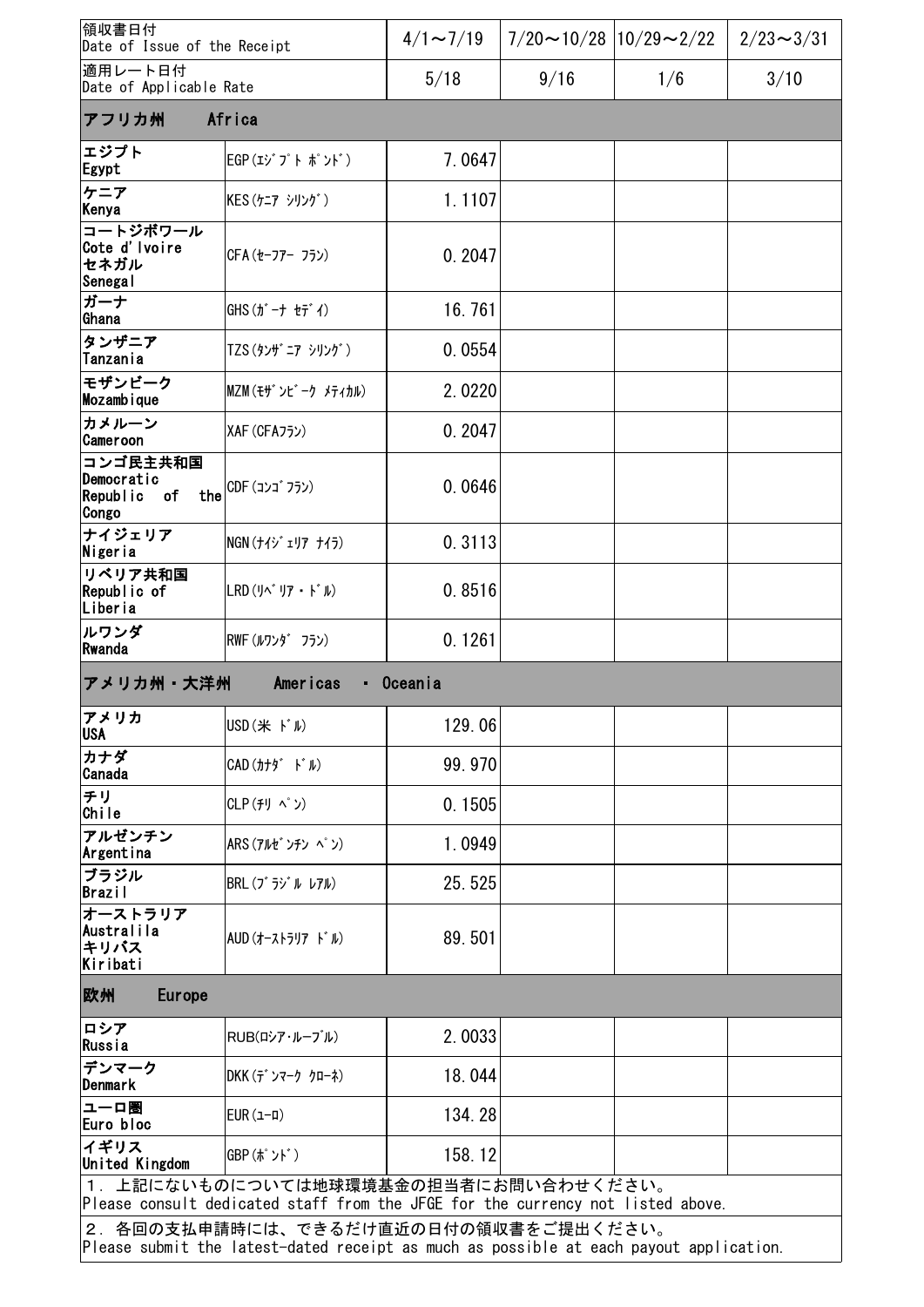| 領収書日付<br>Date of Issue of the Receipt | | 4/1～7/19 | 7/20～10/28 | 10/29～2/22 | 2/23～3/31 |
|---|---|---|---|---|---|
| 適用レート日付<br>Date of Applicable Rate | | 5/18 | 9/16 | 1/6 | 3/10 |
| **アフリカ州　Africa** | | | | | |
| エジプト<br>Egypt | EGP(ｴｼﾞﾌﾟﾄ ﾎﾟﾝﾄﾞ) | 7.0647 | | | |
| ケニア<br>Kenya | KES(ｹﾆｱ ｼﾘﾝｸﾞ) | 1.1107 | | | |
| コートジボワール<br>Cote d'Ivoire<br>セネガル<br>Senegal | CFA(ｾｰﾌｧｰ ﾌﾗﾝ) | 0.2047 | | | |
| ガーナ<br>Ghana | GHS(ｶﾞｰﾅ ｾﾃﾞｨ) | 16.761 | | | |
| タンザニア<br>Tanzania | TZS(ﾀﾝｻﾞﾆｱ ｼﾘﾝｸﾞ) | 0.0554 | | | |
| モザンビーク<br>Mozambique | MZM(ﾓｻﾞﾝﾋﾞｰｸ ﾒﾃｨｶﾙ) | 2.0220 | | | |
| カメルーン<br>Cameroon | XAF(CFAﾌﾗﾝ) | 0.2047 | | | |
| コンゴ民主共和国<br>Democratic Republic of the Congo | CDF(ｺﾝｺﾞﾌﾗﾝ) | 0.0646 | | | |
| ナイジェリア<br>Nigeria | NGN(ﾅｲｼﾞｪﾘｱ ﾅｲﾗ) | 0.3113 | | | |
| リベリア共和国<br>Republic of Liberia | LRD(ﾘﾍﾞﾘｱ･ﾄﾞﾙ) | 0.8516 | | | |
| ルワンダ<br>Rwanda | RWF(ﾙﾜﾝﾀﾞ ﾌﾗﾝ) | 0.1261 | | | |
| **アメリカ州・大洋州　Americas ・ Oceania** | | | | | |
| アメリカ<br>USA | USD(米 ﾄﾞﾙ) | 129.06 | | | |
| カナダ<br>Canada | CAD(ｶﾅﾀﾞ ﾄﾞﾙ) | 99.970 | | | |
| チリ<br>Chile | CLP(ﾁﾘ ﾍﾟｿ) | 0.1505 | | | |
| アルゼンチン<br>Argentina | ARS(ｱﾙｾﾞﾝﾁﾝ ﾍﾟｿ) | 1.0949 | | | |
| ブラジル<br>Brazil | BRL(ﾌﾞﾗｼﾞﾙ ﾚｱﾙ) | 25.525 | | | |
| オーストラリア<br>Australila<br>キリバス<br>Kiribati | AUD(ｵｰｽﾄﾗﾘｱ ﾄﾞﾙ) | 89.501 | | | |
| **欧州　Europe** | | | | | |
| ロシア<br>Russia | RUB(ﾛｼｱ･ﾙｰﾌﾞﾙ) | 2.0033 | | | |
| デンマーク<br>Denmark | DKK(ﾃﾞﾝﾏｰｸ ｸﾛｰﾈ) | 18.044 | | | |
| ユーロ圏<br>Euro bloc | EUR(ﾕｰﾛ) | 134.28 | | | |
| イギリス<br>United Kingdom | GBP(ﾎﾟﾝﾄﾞ) | 158.12 | | | |

1．上記にないものについては地球環境基金の担当者にお問い合わせください。
Please consult dedicated staff from the JFGE for the currency not listed above.

2．各回の支払申請時には、できるだけ直近の日付の領収書をご提出ください。
Please submit the latest-dated receipt as much as possible at each payout application.